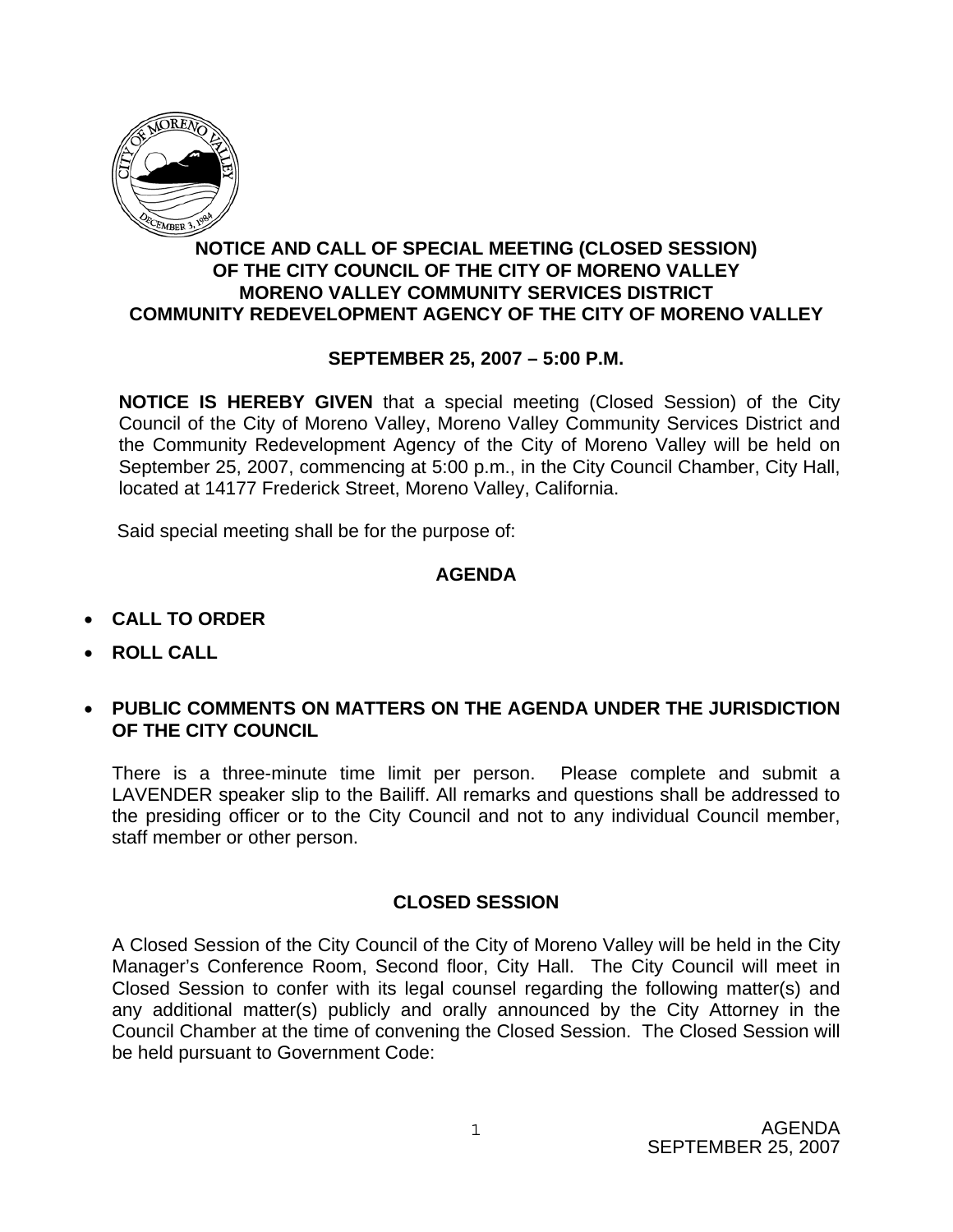# NOTICE AND CALL OF SPECIAL MEETING (CLOSED SESSION) OF THE CITY COUNCIL OF THE CITY OF MORENO VALLEY MORENO VALLEY COMMUNITY SERVICES DISTRICT COMMUNITY REDEVELOPMENT AGENCY OF THE CITY OF MORENO VALLEY

## SEPTEMBER 25, 2007 – 5:00 P.M.

**NOTICE IS HEREBY GIVEN** that a special meeting (Closed Session) of the City Council of the City of Moreno Valley, Moreno Valley Community Services District and the Community Redevelopment Agency of the City of Moreno Valley will be held on September 25, 2007, commencing at 5:00 p.m., in the City Council Chamber, City Hall, located at 14177 Frederick Street, Moreno Valley, California.

Said special meeting shall be for the purpose of:

## AGENDA

- **CALL TO ORDER**
- **ROLL CALL**
- **PUBLIC COMMENTS ON MATTERS ON THE AGENDA UNDER THE JURISDICTION OF THE CITY COUNCIL**

There is a three-minute time limit per person. Please complete and submit a LAVENDER speaker slip to the Bailiff. All remarks and questions shall be addressed to the presiding officer or to the City Council and not to any individual Council member, staff member or other person.

## CLOSED SESSION

A Closed Session of the City Council of the City of Moreno Valley will be held in the City Manager's Conference Room, Second floor, City Hall. The City Council will meet in Closed Session to confer with its legal counsel regarding the following matter(s) and any additional matter(s) publicly and orally announced by the City Attorney in the Council Chamber at the time of convening the Closed Session. The Closed Session will be held pursuant to Government Code: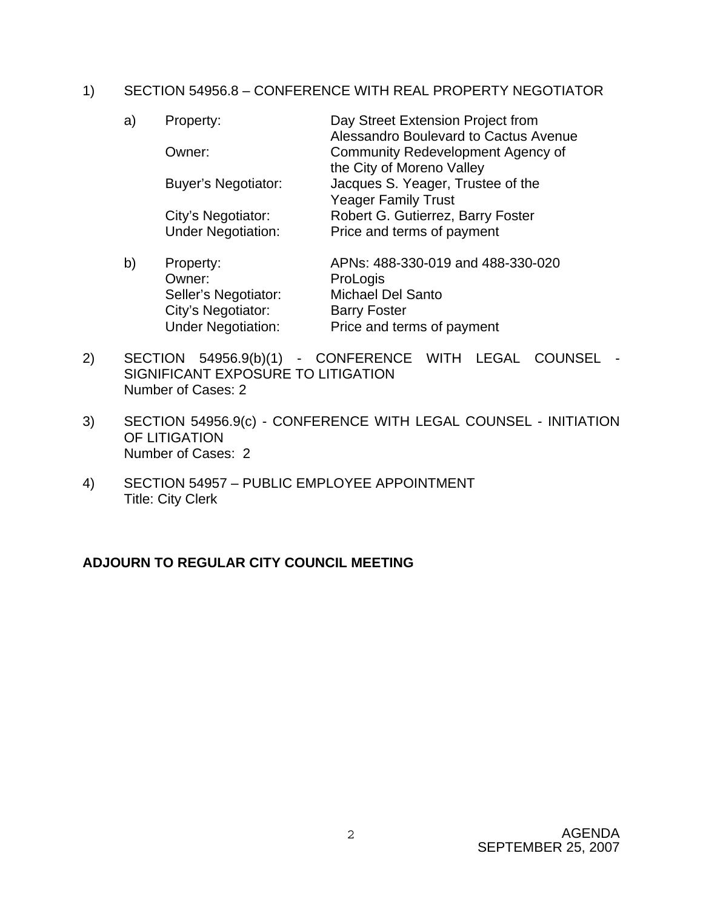1) SECTION 54956.8 – CONFERENCE WITH REAL PROPERTY NEGOTIATOR

a) Property: Day Street Extension Project from Alessandro Boulevard to Cactus Avenue
Owner: Community Redevelopment Agency of the City of Moreno Valley
Buyer's Negotiator: Jacques S. Yeager, Trustee of the Yeager Family Trust
City's Negotiator: Robert G. Gutierrez, Barry Foster
Under Negotiation: Price and terms of payment

b) Property: APNs: 488-330-019 and 488-330-020
Owner: ProLogis
Seller's Negotiator: Michael Del Santo
City's Negotiator: Barry Foster
Under Negotiation: Price and terms of payment

2) SECTION 54956.9(b)(1) - CONFERENCE WITH LEGAL COUNSEL - SIGNIFICANT EXPOSURE TO LITIGATION
Number of Cases: 2

3) SECTION 54956.9(c) - CONFERENCE WITH LEGAL COUNSEL - INITIATION OF LITIGATION
Number of Cases: 2

4) SECTION 54957 – PUBLIC EMPLOYEE APPOINTMENT
Title: City Clerk

**ADJOURN TO REGULAR CITY COUNCIL MEETING**